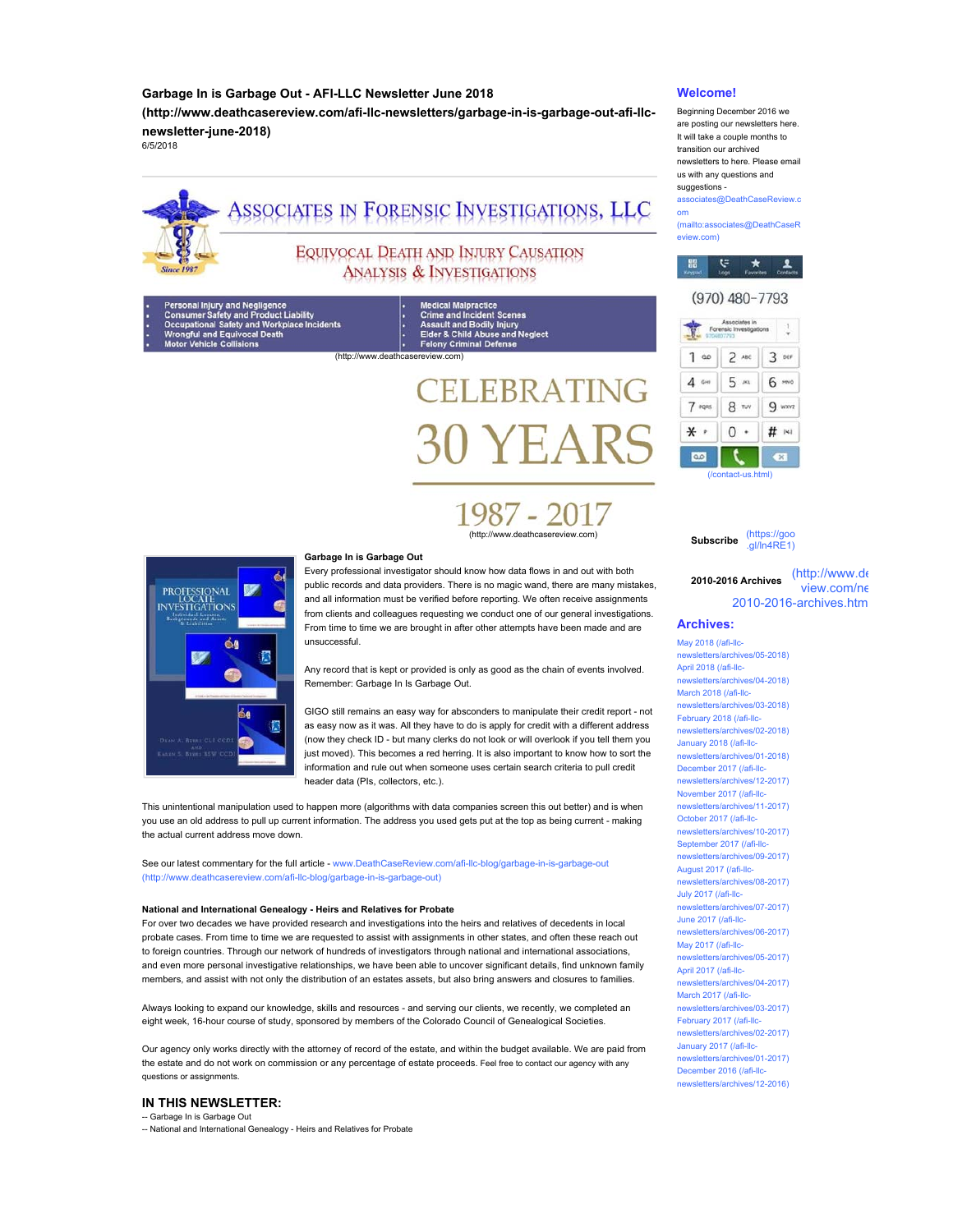# Garbage In is Garbage Out - AFI-LLC Newsletter June 2018 (http://www.deathcasereview.com/afi-llc-newsletters/garbage-in-is-garbage-out-afi-llc-newsletter-june-2018)

6/5/2018

ASSOCIATES IN FORENSIC INVESTIGATIONS, LLC

Since 1987

EQUIVOCAL DEATH AND INJURY CAUSATION ANALYSIS & INVESTIGATIONS

- Personal Injury and Negligence
- Consumer Safety and Product Liability
- Occupational Safety and Workplace Incidents
- Wrongful and Equivocal Death
- Motor Vehicle Collisions
- Medical Malpractice
- Crime and Incident Scenes
- Assault and Bodily Injury
- Elder & Child Abuse and Neglect
- Felony Criminal Defense

(http://www.deathcasereview.com)

CELEBRATING 30 YEARS 1987 - 2017

(http://www.deathcasereview.com)

PROFESSIONAL LOCATE INVESTIGATIONS

Dean A. Beers CLI CCDI and Karen S. Beers MSW CCDI

### Garbage In is Garbage Out

Every professional investigator should know how data flows in and out with both public records and data providers. There is no magic wand, there are many mistakes, and all information must be verified before reporting. We often receive assignments from clients and colleagues requesting we conduct one of our general investigations. From time to time we are brought in after other attempts have been made and are unsuccessful.

Any record that is kept or provided is only as good as the chain of events involved. Remember: Garbage In Is Garbage Out.

GIGO still remains an easy way for absconders to manipulate their credit report - not as easy now as it was. All they have to do is apply for credit with a different address (now they check ID - but many clerks do not look or will overlook if you tell them you just moved). This becomes a red herring. It is also important to know how to sort the information and rule out when someone uses certain search criteria to pull credit header data (PIs, collectors, etc.).

This unintentional manipulation used to happen more (algorithms with data companies screen this out better) and is when you use an old address to pull up current information. The address you used gets put at the top as being current - making the actual current address move down.

See our latest commentary for the full article - www.DeathCaseReview.com/afi-llc-blog/garbage-in-is-garbage-out (http://www.deathcasereview.com/afi-llc-blog/garbage-in-is-garbage-out)

### National and International Genealogy - Heirs and Relatives for Probate

For over two decades we have provided research and investigations into the heirs and relatives of decedents in local probate cases. From time to time we are requested to assist with assignments in other states, and often these reach out to foreign countries. Through our network of hundreds of investigators through national and international associations, and even more personal investigative relationships, we have been able to uncover significant details, find unknown family members, and assist with not only the distribution of an estates assets, but also bring answers and closures to families.

Always looking to expand our knowledge, skills and resources - and serving our clients, we recently, we completed an eight week, 16-hour course of study, sponsored by members of the Colorado Council of Genealogical Societies.

Our agency only works directly with the attorney of record of the estate, and within the budget available. We are paid from the estate and do not work on commission or any percentage of estate proceeds. Feel free to contact our agency with any questions or assignments.

## IN THIS NEWSLETTER:

-- Garbage In is Garbage Out
-- National and International Genealogy - Heirs and Relatives for Probate

## Welcome!

Beginning December 2016 we are posting our newsletters here. It will take a couple months to transition our archived newsletters to here. Please email us with any questions and suggestions - associates@DeathCaseReview.com (mailto:associates@DeathCaseReview.com)

(970) 480-7793

(/contact-us.html)

**Subscribe** (https://goo.gl/ln4RE1)

**2010-2016 Archives** (http://www.deathcasereview.com/ne 2010-2016-archives.htm

## Archives:

- May 2018 (/afi-llc-newsletters/archives/05-2018)
- April 2018 (/afi-llc-newsletters/archives/04-2018)
- March 2018 (/afi-llc-newsletters/archives/03-2018)
- February 2018 (/afi-llc-newsletters/archives/02-2018)
- January 2018 (/afi-llc-newsletters/archives/01-2018)
- December 2017 (/afi-llc-newsletters/archives/12-2017)
- November 2017 (/afi-llc-newsletters/archives/11-2017)
- October 2017 (/afi-llc-newsletters/archives/10-2017)
- September 2017 (/afi-llc-newsletters/archives/09-2017)
- August 2017 (/afi-llc-newsletters/archives/08-2017)
- July 2017 (/afi-llc-newsletters/archives/07-2017)
- June 2017 (/afi-llc-newsletters/archives/06-2017)
- May 2017 (/afi-llc-newsletters/archives/05-2017)
- April 2017 (/afi-llc-newsletters/archives/04-2017)
- March 2017 (/afi-llc-newsletters/archives/03-2017)
- February 2017 (/afi-llc-newsletters/archives/02-2017)
- January 2017 (/afi-llc-newsletters/archives/01-2017)
- December 2016 (/afi-llc-newsletters/archives/12-2016)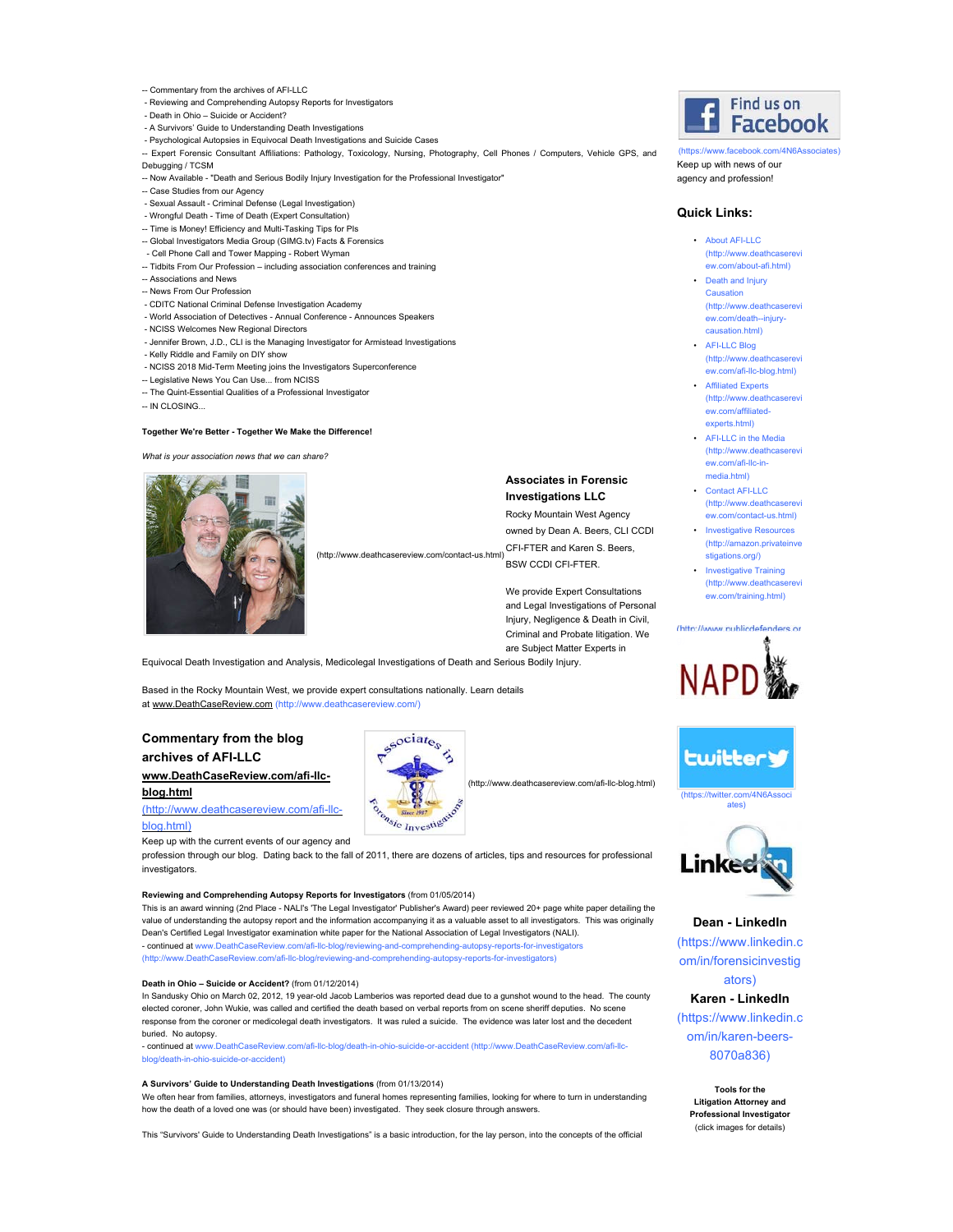-- Commentary from the archives of AFI-LLC
- Reviewing and Comprehending Autopsy Reports for Investigators
- Death in Ohio – Suicide or Accident?
- A Survivors' Guide to Understanding Death Investigations
- Psychological Autopsies in Equivocal Death Investigations and Suicide Cases

-- Expert Forensic Consultant Affiliations: Pathology, Toxicology, Nursing, Photography, Cell Phones / Computers, Vehicle GPS, and Debugging / TCSM
-- Now Available - "Death and Serious Bodily Injury Investigation for the Professional Investigator"
-- Case Studies from our Agency
- Sexual Assault - Criminal Defense (Legal Investigation)
- Wrongful Death - Time of Death (Expert Consultation)

-- Time is Money! Efficiency and Multi-Tasking Tips for PIs
-- Global Investigators Media Group (GIMG.tv) Facts & Forensics
- Cell Phone Call and Tower Mapping - Robert Wyman

-- Tidbits From Our Profession – including association conferences and training
-- Associations and News
-- News From Our Profession
- CDITC National Criminal Defense Investigation Academy
- World Association of Detectives - Annual Conference - Announces Speakers
- NCISS Welcomes New Regional Directors
- Jennifer Brown, J.D., CLI is the Managing Investigator for Armistead Investigations
- Kelly Riddle and Family on DIY show
- NCISS 2018 Mid-Term Meeting joins the Investigators Superconference

-- Legislative News You Can Use... from NCISS
-- The Quint-Essential Qualities of a Professional Investigator
-- IN CLOSING...

**Together We're Better - Together We Make the Difference!**

*What is your association news that we can share?*

(http://www.deathcasereview.com/contact-us.html)

### Associates in Forensic Investigations LLC

Rocky Mountain West Agency owned by Dean A. Beers, CLI CCDI CFI-FTER and Karen S. Beers, BSW CCDI CFI-FTER.

We provide Expert Consultations and Legal Investigations of Personal Injury, Negligence & Death in Civil, Criminal and Probate litigation. We are Subject Matter Experts in Equivocal Death Investigation and Analysis, Medicolegal Investigations of Death and Serious Bodily Injury.

Based in the Rocky Mountain West, we provide expert consultations nationally. Learn details at www.DeathCaseReview.com (http://www.deathcasereview.com/)

## Commentary from the blog archives of AFI-LLC www.DeathCaseReview.com/afi-llc-blog.html (http://www.deathcasereview.com/afi-llc-blog.html)

(http://www.deathcasereview.com/afi-llc-blog.html)

Keep up with the current events of our agency and profession through our blog. Dating back to the fall of 2011, there are dozens of articles, tips and resources for professional investigators.

**Reviewing and Comprehending Autopsy Reports for Investigators** (from 01/05/2014)
This is an award winning (2nd Place - NALI's 'The Legal Investigator' Publisher's Award) peer reviewed 20+ page white paper detailing the value of understanding the autopsy report and the information accompanying it as a valuable asset to all investigators. This was originally Dean's Certified Legal Investigator examination white paper for the National Association of Legal Investigators (NALI).
- continued at www.DeathCaseReview.com/afi-llc-blog/reviewing-and-comprehending-autopsy-reports-for-investigators (http://www.DeathCaseReview.com/afi-llc-blog/reviewing-and-comprehending-autopsy-reports-for-investigators)

**Death in Ohio – Suicide or Accident?** (from 01/12/2014)
In Sandusky Ohio on March 02, 2012, 19 year-old Jacob Lamberios was reported dead due to a gunshot wound to the head. The county elected coroner, John Wukie, was called and certified the death based on verbal reports from on scene sheriff deputies. No scene response from the coroner or medicolegal death investigators. It was ruled a suicide. The evidence was later lost and the decedent buried. No autopsy.
- continued at www.DeathCaseReview.com/afi-llc-blog/death-in-ohio-suicide-or-accident (http://www.DeathCaseReview.com/afi-llc-blog/death-in-ohio-suicide-or-accident)

**A Survivors' Guide to Understanding Death Investigations** (from 01/13/2014)
We often hear from families, attorneys, investigators and funeral homes representing families, looking for where to turn in understanding how the death of a loved one was (or should have been) investigated. They seek closure through answers.

This "Survivors' Guide to Understanding Death Investigations" is a basic introduction, for the lay person, into the concepts of the official

---

Find us on Facebook
(https://www.facebook.com/4N6Associates)
Keep up with news of our agency and profession!

### Quick Links:

- About AFI-LLC (http://www.deathcasereview.com/about-afi.html)
- Death and Injury Causation (http://www.deathcasereview.com/death--injury-causation.html)
- AFI-LLC Blog (http://www.deathcasereview.com/afi-llc-blog.html)
- Affiliated Experts (http://www.deathcasereview.com/affiliated-experts.html)
- AFI-LLC in the Media (http://www.deathcasereview.com/afi-llc-in-media.html)
- Contact AFI-LLC (http://www.deathcasereview.com/contact-us.html)
- Investigative Resources (http://amazon.privateinvestigations.org/)
- Investigative Training (http://www.deathcasereview.com/training.html)

(http://www.publicdefenders.or

(https://twitter.com/4N6Associates)

**Dean - LinkedIn**
(https://www.linkedin.com/in/forensicinvestigators)

**Karen - LinkedIn**
(https://www.linkedin.com/in/karen-beers-8070a836)

**Tools for the Litigation Attorney and Professional Investigator**
(click images for details)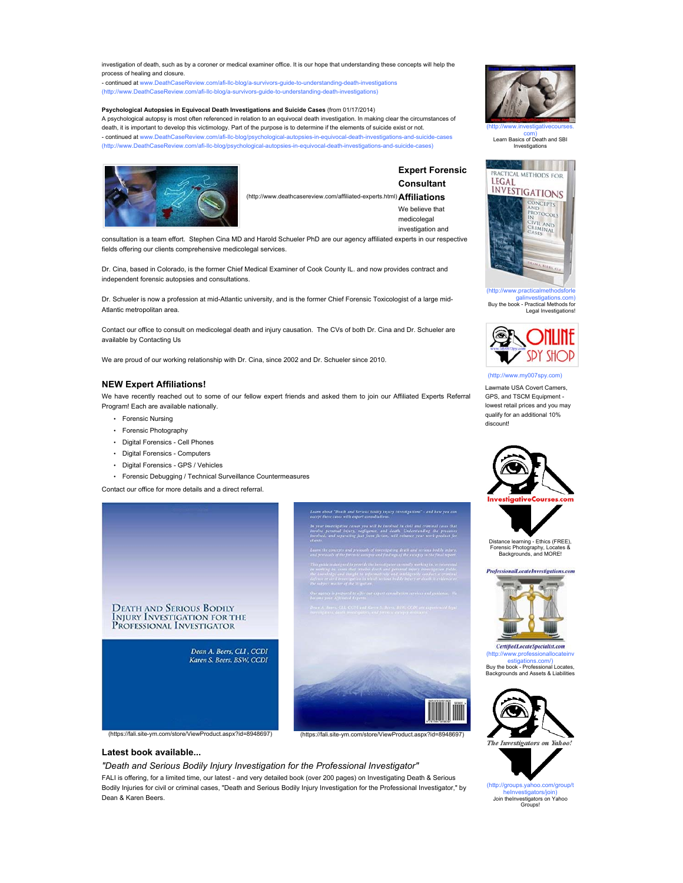investigation of death, such as by a coroner or medical examiner office. It is our hope that understanding these concepts will help the process of healing and closure.
- continued at www.DeathCaseReview.com/afi-llc-blog/a-survivors-guide-to-understanding-death-investigations (http://www.DeathCaseReview.com/afi-llc-blog/a-survivors-guide-to-understanding-death-investigations)

**Psychological Autopsies in Equivocal Death Investigations and Suicide Cases** (from 01/17/2014)
A psychological autopsy is most often referenced in relation to an equivocal death investigation. In making clear the circumstances of death, it is important to develop this victimology. Part of the purpose is to determine if the elements of suicide exist or not.
- continued at www.DeathCaseReview.com/afi-llc-blog/psychological-autopsies-in-equivocal-death-investigations-and-suicide-cases (http://www.DeathCaseReview.com/afi-llc-blog/psychological-autopsies-in-equivocal-death-investigations-and-suicide-cases)

(http://www.deathcasereview.com/affiliated-experts.html)

## Expert Forensic Consultant Affiliations

We believe that medicolegal investigation and consultation is a team effort. Stephen Cina MD and Harold Schueler PhD are our agency affiliated experts in our respective fields offering our clients comprehensive medicolegal services.

Dr. Cina, based in Colorado, is the former Chief Medical Examiner of Cook County IL. and now provides contract and independent forensic autopsies and consultations.

Dr. Schueler is now a profession at mid-Atlantic university, and is the former Chief Forensic Toxicologist of a large mid-Atlantic metropolitan area.

Contact our office to consult on medicolegal death and injury causation. The CVs of both Dr. Cina and Dr. Schueler are available by Contacting Us

We are proud of our working relationship with Dr. Cina, since 2002 and Dr. Schueler since 2010.

## NEW Expert Affiliations!

We have recently reached out to some of our fellow expert friends and asked them to join our Affiliated Experts Referral Program! Each are available nationally.

- Forensic Nursing
- Forensic Photography
- Digital Forensics - Cell Phones
- Digital Forensics - Computers
- Digital Forensics - GPS / Vehicles
- Forensic Debugging / Technical Surveillance Countermeasures

Contact our office for more details and a direct referral.

(https://fali.site-ym.com/store/ViewProduct.aspx?id=8948697)

(https://fali.site-ym.com/store/ViewProduct.aspx?id=8948697)

## Latest book available...

*"Death and Serious Bodily Injury Investigation for the Professional Investigator"*

FALI is offering, for a limited time, our latest - and very detailed book (over 200 pages) on Investigating Death & Serious Bodily Injuries for civil or criminal cases, "Death and Serious Bodily Injury Investigation for the Professional Investigator," by Dean & Karen Beers.

(http://www.investigativecourses.com)
Learn Basics of Death and SBI Investigations

(http://www.practicalmethodsforlegalinvestigations.com)
Buy the book - Practical Methods for Legal Investigations!

(http://www.my007spy.com)

Lawmate USA Covert Camers, GPS, and TSCM Equipment - lowest retail prices and you may qualify for an additional 10% discount!

Distance learning - Ethics (FREE), Forensic Photography, Locates & Backgrounds, and MORE!

(http://www.professionallocateinvestigations.com/)
Buy the book - Professional Locates, Backgrounds and Assets & Liabilities

(http://groups.yahoo.com/group/theInvestigators/join)
Join theInvestigators on Yahoo Groups!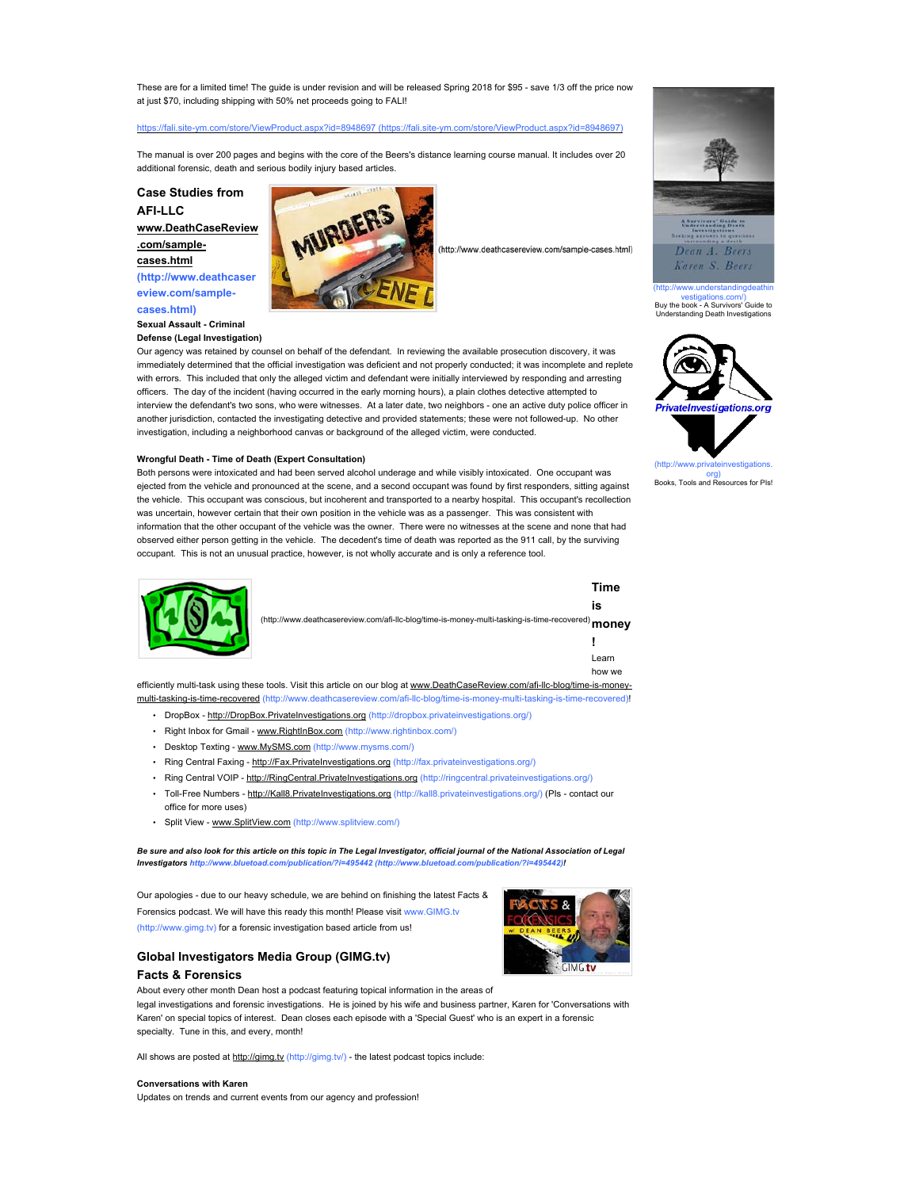These are for a limited time! The guide is under revision and will be released Spring 2018 for $95 - save 1/3 off the price now at just $70, including shipping with 50% net proceeds going to FALI!

https://fali.site-ym.com/store/ViewProduct.aspx?id=8948697 (https://fali.site-ym.com/store/ViewProduct.aspx?id=8948697)

The manual is over 200 pages and begins with the core of the Beers's distance learning course manual. It includes over 20 additional forensic, death and serious bodily injury based articles.

(http://www.understandingdeathinvestigations.com/)
Buy the book - A Survivors' Guide to Understanding Death Investigations

(http://www.privateinvestigations.org)
Books, Tools and Resources for PIs!

### Case Studies from AFI-LLC www.DeathCaseReview.com/sample-cases.html (http://www.deathcasereview.com/sample-cases.html)

(http://www.deathcasereview.com/sample-cases.html)

**Sexual Assault - Criminal Defense (Legal Investigation)**

Our agency was retained by counsel on behalf of the defendant. In reviewing the available prosecution discovery, it was immediately determined that the official investigation was deficient and not properly conducted; it was incomplete and replete with errors. This included that only the alleged victim and defendant were initially interviewed by responding and arresting officers. The day of the incident (having occurred in the early morning hours), a plain clothes detective attempted to interview the defendant's two sons, who were witnesses. At a later date, two neighbors - one an active duty police officer in another jurisdiction, contacted the investigating detective and provided statements; these were not followed-up. No other investigation, including a neighborhood canvas or background of the alleged victim, were conducted.

**Wrongful Death - Time of Death (Expert Consultation)**

Both persons were intoxicated and had been served alcohol underage and while visibly intoxicated. One occupant was ejected from the vehicle and pronounced at the scene, and a second occupant was found by first responders, sitting against the vehicle. This occupant was conscious, but incoherent and transported to a nearby hospital. This occupant's recollection was uncertain, however certain that their own position in the vehicle was as a passenger. This was consistent with information that the other occupant of the vehicle was the owner. There were no witnesses at the scene and none that had observed either person getting in the vehicle. The decedent's time of death was reported as the 911 call, by the surviving occupant. This is not an unusual practice, however, is not wholly accurate and is only a reference tool.

(http://www.deathcasereview.com/afi-llc-blog/time-is-money-multi-tasking-is-time-recovered)

### Time is money!

Learn how we efficiently multi-task using these tools. Visit this article on our blog at www.DeathCaseReview.com/afi-llc-blog/time-is-money-multi-tasking-is-time-recovered (http://www.deathcasereview.com/afi-llc-blog/time-is-money-multi-tasking-is-time-recovered)!

- DropBox - http://DropBox.PrivateInvestigations.org (http://dropbox.privateinvestigations.org/)
- Right Inbox for Gmail - www.RightInBox.com (http://www.rightinbox.com/)
- Desktop Texting - www.MySMS.com (http://www.mysms.com/)
- Ring Central Faxing - http://Fax.PrivateInvestigations.org (http://fax.privateinvestigations.org/)
- Ring Central VOIP - http://RingCentral.PrivateInvestigations.org (http://ringcentral.privateinvestigations.org/)
- Toll-Free Numbers - http://Kall8.PrivateInvestigations.org (http://kall8.privateinvestigations.org/) (PIs - contact our office for more uses)
- Split View - www.SplitView.com (http://www.splitview.com/)

***Be sure and also look for this article on this topic in The Legal Investigator, official journal of the National Association of Legal Investigators http://www.bluetoad.com/publication/?i=495442 (http://www.bluetoad.com/publication/?i=495442)!***

Our apologies - due to our heavy schedule, we are behind on finishing the latest Facts & Forensics podcast. We will have this ready this month! Please visit www.GIMG.tv (http://www.gimg.tv) for a forensic investigation based article from us!

### Global Investigators Media Group (GIMG.tv) Facts & Forensics

About every other month Dean host a podcast featuring topical information in the areas of legal investigations and forensic investigations. He is joined by his wife and business partner, Karen for 'Conversations with Karen' on special topics of interest. Dean closes each episode with a 'Special Guest' who is an expert in a forensic specialty. Tune in this, and every, month!

All shows are posted at http://gimg.tv (http://gimg.tv/) - the latest podcast topics include:

**Conversations with Karen**

Updates on trends and current events from our agency and profession!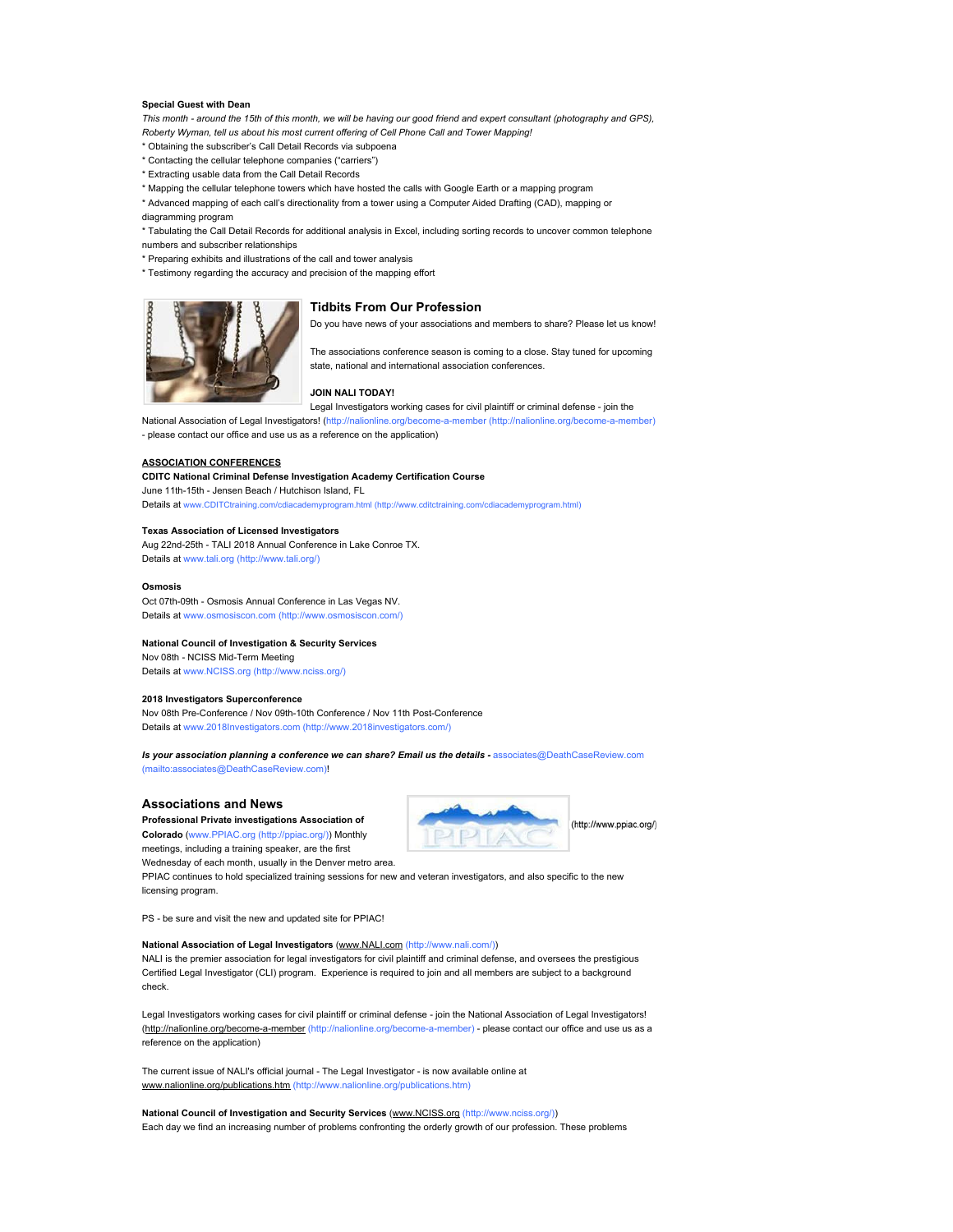**Special Guest with Dean**

*This month - around the 15th of this month, we will be having our good friend and expert consultant (photography and GPS), Roberty Wyman, tell us about his most current offering of Cell Phone Call and Tower Mapping!*

* Obtaining the subscriber's Call Detail Records via subpoena
* Contacting the cellular telephone companies ("carriers")
* Extracting usable data from the Call Detail Records
* Mapping the cellular telephone towers which have hosted the calls with Google Earth or a mapping program
* Advanced mapping of each call's directionality from a tower using a Computer Aided Drafting (CAD), mapping or diagramming program
* Tabulating the Call Detail Records for additional analysis in Excel, including sorting records to uncover common telephone numbers and subscriber relationships
* Preparing exhibits and illustrations of the call and tower analysis
* Testimony regarding the accuracy and precision of the mapping effort

## Tidbits From Our Profession

Do you have news of your associations and members to share? Please let us know!

The associations conference season is coming to a close. Stay tuned for upcoming state, national and international association conferences.

**JOIN NALI TODAY!**

Legal Investigators working cases for civil plaintiff or criminal defense - join the National Association of Legal Investigators! (http://nalionline.org/become-a-member (http://nalionline.org/become-a-member) - please contact our office and use us as a reference on the application)

**ASSOCIATION CONFERENCES**

**CDITC National Criminal Defense Investigation Academy Certification Course**
June 11th-15th - Jensen Beach / Hutchison Island, FL
Details at www.CDITCtraining.com/cdiacademyprogram.html (http://www.cditctraining.com/cdiacademyprogram.html)

**Texas Association of Licensed Investigators**
Aug 22nd-25th - TALI 2018 Annual Conference in Lake Conroe TX.
Details at www.tali.org (http://www.tali.org/)

**Osmosis**
Oct 07th-09th - Osmosis Annual Conference in Las Vegas NV.
Details at www.osmosiscon.com (http://www.osmosiscon.com/)

**National Council of Investigation & Security Services**
Nov 08th - NCISS Mid-Term Meeting
Details at www.NCISS.org (http://www.nciss.org/)

**2018 Investigators Superconference**
Nov 08th Pre-Conference / Nov 09th-10th Conference / Nov 11th Post-Conference
Details at www.2018Investigators.com (http://www.2018investigators.com/)

***Is your association planning a conference we can share? Email us the details -*** associates@DeathCaseReview.com (mailto:associates@DeathCaseReview.com)!

## Associations and News

**Professional Private investigations Association of Colorado** (www.PPIAC.org (http://ppiac.org/)) Monthly meetings, including a training speaker, are the first Wednesday of each month, usually in the Denver metro area.

(http://www.ppiac.org/)

PPIAC continues to hold specialized training sessions for new and veteran investigators, and also specific to the new licensing program.

PS - be sure and visit the new and updated site for PPIAC!

**National Association of Legal Investigators** (www.NALI.com (http://www.nali.com/))
NALI is the premier association for legal investigators for civil plaintiff and criminal defense, and oversees the prestigious Certified Legal Investigator (CLI) program. Experience is required to join and all members are subject to a background check.

Legal Investigators working cases for civil plaintiff or criminal defense - join the National Association of Legal Investigators! (http://nalionline.org/become-a-member (http://nalionline.org/become-a-member) - please contact our office and use us as a reference on the application)

The current issue of NALI's official journal - The Legal Investigator - is now available online at www.nalionline.org/publications.htm (http://www.nalionline.org/publications.htm)

**National Council of Investigation and Security Services** (www.NCISS.org (http://www.nciss.org/))
Each day we find an increasing number of problems confronting the orderly growth of our profession. These problems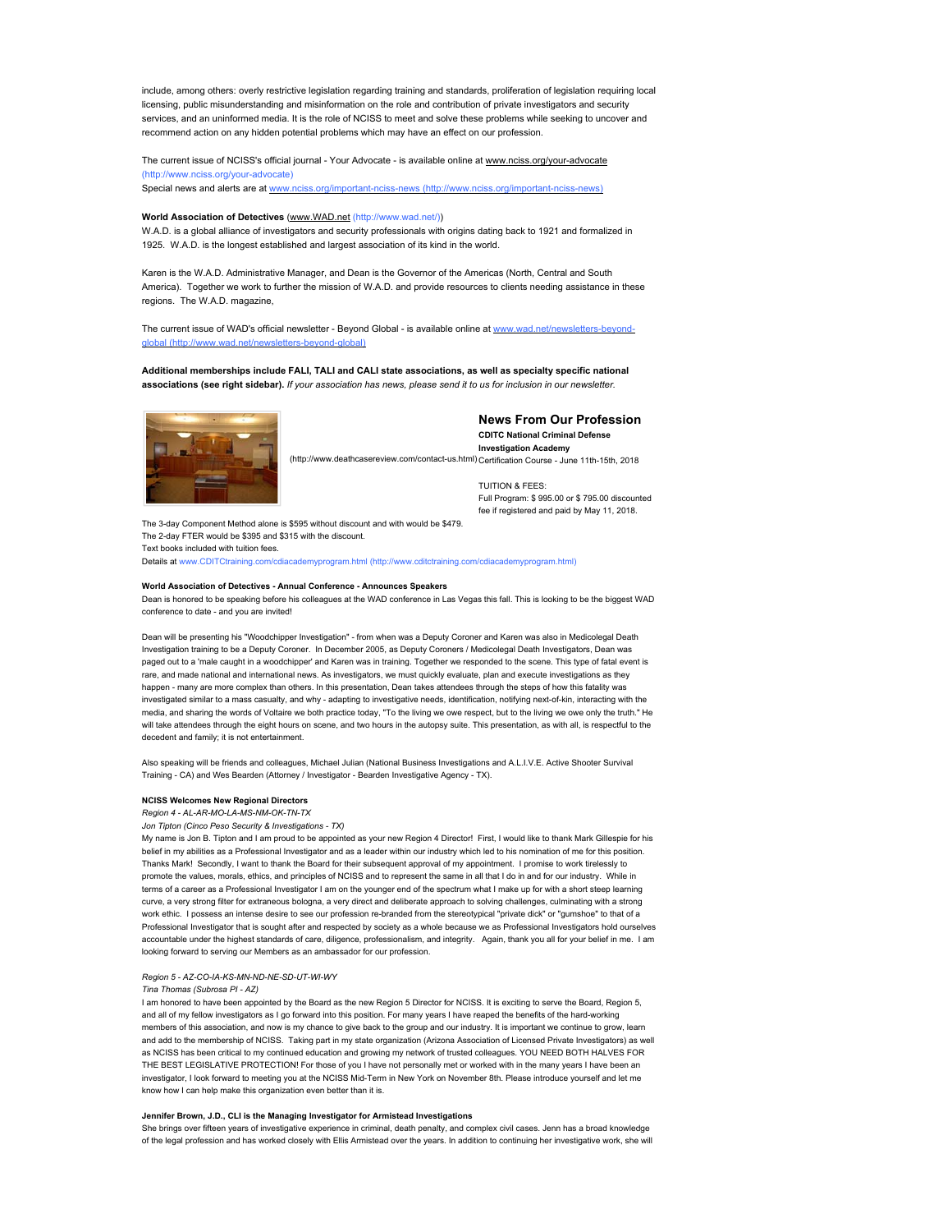include, among others: overly restrictive legislation regarding training and standards, proliferation of legislation requiring local licensing, public misunderstanding and misinformation on the role and contribution of private investigators and security services, and an uninformed media. It is the role of NCISS to meet and solve these problems while seeking to uncover and recommend action on any hidden potential problems which may have an effect on our profession.

The current issue of NCISS's official journal - Your Advocate - is available online at www.nciss.org/your-advocate (http://www.nciss.org/your-advocate)
Special news and alerts are at www.nciss.org/important-nciss-news (http://www.nciss.org/important-nciss-news)

**World Association of Detectives** (www.WAD.net (http://www.wad.net/))
W.A.D. is a global alliance of investigators and security professionals with origins dating back to 1921 and formalized in 1925. W.A.D. is the longest established and largest association of its kind in the world.

Karen is the W.A.D. Administrative Manager, and Dean is the Governor of the Americas (North, Central and South America). Together we work to further the mission of W.A.D. and provide resources to clients needing assistance in these regions. The W.A.D. magazine,

The current issue of WAD's official newsletter - Beyond Global - is available online at www.wad.net/newsletters-beyond-global (http://www.wad.net/newsletters-beyond-global)

**Additional memberships include FALI, TALI and CALI state associations, as well as specialty specific national associations (see right sidebar).** *If your association has news, please send it to us for inclusion in our newsletter.*

## News From Our Profession

(http://www.deathcasereview.com/contact-us.html)

**CDITC National Criminal Defense Investigation Academy**
Certification Course - June 11th-15th, 2018

TUITION & FEES:
Full Program: $ 995.00 or $ 795.00 discounted fee if registered and paid by May 11, 2018.

The 3-day Component Method alone is $595 without discount and with would be $479.
The 2-day FTER would be $395 and $315 with the discount.
Text books included with tuition fees.
Details at www.CDITCtraining.com/cdiacademyprogram.html (http://www.cditctraining.com/cdiacademyprogram.html)

**World Association of Detectives - Annual Conference - Announces Speakers**
Dean is honored to be speaking before his colleagues at the WAD conference in Las Vegas this fall. This is looking to be the biggest WAD conference to date - and you are invited!

Dean will be presenting his "Woodchipper Investigation" - from when was a Deputy Coroner and Karen was also in Medicolegal Death Investigation training to be a Deputy Coroner. In December 2005, as Deputy Coroners / Medicolegal Death Investigators, Dean was paged out to a 'male caught in a woodchipper' and Karen was in training. Together we responded to the scene. This type of fatal event is rare, and made national and international news. As investigators, we must quickly evaluate, plan and execute investigations as they happen - many are more complex than others. In this presentation, Dean takes attendees through the steps of how this fatality was investigated similar to a mass casualty, and why - adapting to investigative needs, identification, notifying next-of-kin, interacting with the media, and sharing the words of Voltaire we both practice today, "To the living we owe respect, but to the living we owe only the truth." He will take attendees through the eight hours on scene, and two hours in the autopsy suite. This presentation, as with all, is respectful to the decedent and family; it is not entertainment.

Also speaking will be friends and colleagues, Michael Julian (National Business Investigations and A.L.I.V.E. Active Shooter Survival Training - CA) and Wes Bearden (Attorney / Investigator - Bearden Investigative Agency - TX).

**NCISS Welcomes New Regional Directors**
*Region 4 - AL-AR-MO-LA-MS-NM-OK-TN-TX*
*Jon Tipton (Cinco Peso Security & Investigations - TX)*
My name is Jon B. Tipton and I am proud to be appointed as your new Region 4 Director! First, I would like to thank Mark Gillespie for his belief in my abilities as a Professional Investigator and as a leader within our industry which led to his nomination of me for this position. Thanks Mark! Secondly, I want to thank the Board for their subsequent approval of my appointment. I promise to work tirelessly to promote the values, morals, ethics, and principles of NCISS and to represent the same in all that I do in and for our industry. While in terms of a career as a Professional Investigator I am on the younger end of the spectrum what I make up for with a short steep learning curve, a very strong filter for extraneous bologna, a very direct and deliberate approach to solving challenges, culminating with a strong work ethic. I possess an intense desire to see our profession re-branded from the stereotypical "private dick" or "gumshoe" to that of a Professional Investigator that is sought after and respected by society as a whole because we as Professional Investigators hold ourselves accountable under the highest standards of care, diligence, professionalism, and integrity. Again, thank you all for your belief in me. I am looking forward to serving our Members as an ambassador for our profession.

*Region 5 - AZ-CO-IA-KS-MN-ND-NE-SD-UT-WI-WY*
*Tina Thomas (Subrosa PI - AZ)*
I am honored to have been appointed by the Board as the new Region 5 Director for NCISS. It is exciting to serve the Board, Region 5, and all of my fellow investigators as I go forward into this position. For many years I have reaped the benefits of the hard-working members of this association, and now is my chance to give back to the group and our industry. It is important we continue to grow, learn and add to the membership of NCISS. Taking part in my state organization (Arizona Association of Licensed Private Investigators) as well as NCISS has been critical to my continued education and growing my network of trusted colleagues. YOU NEED BOTH HALVES FOR THE BEST LEGISLATIVE PROTECTION! For those of you I have not personally met or worked with in the many years I have been an investigator, I look forward to meeting you at the NCISS Mid-Term in New York on November 8th. Please introduce yourself and let me know how I can help make this organization even better than it is.

**Jennifer Brown, J.D., CLI is the Managing Investigator for Armistead Investigations**
She brings over fifteen years of investigative experience in criminal, death penalty, and complex civil cases. Jenn has a broad knowledge of the legal profession and has worked closely with Ellis Armistead over the years. In addition to continuing her investigative work, she will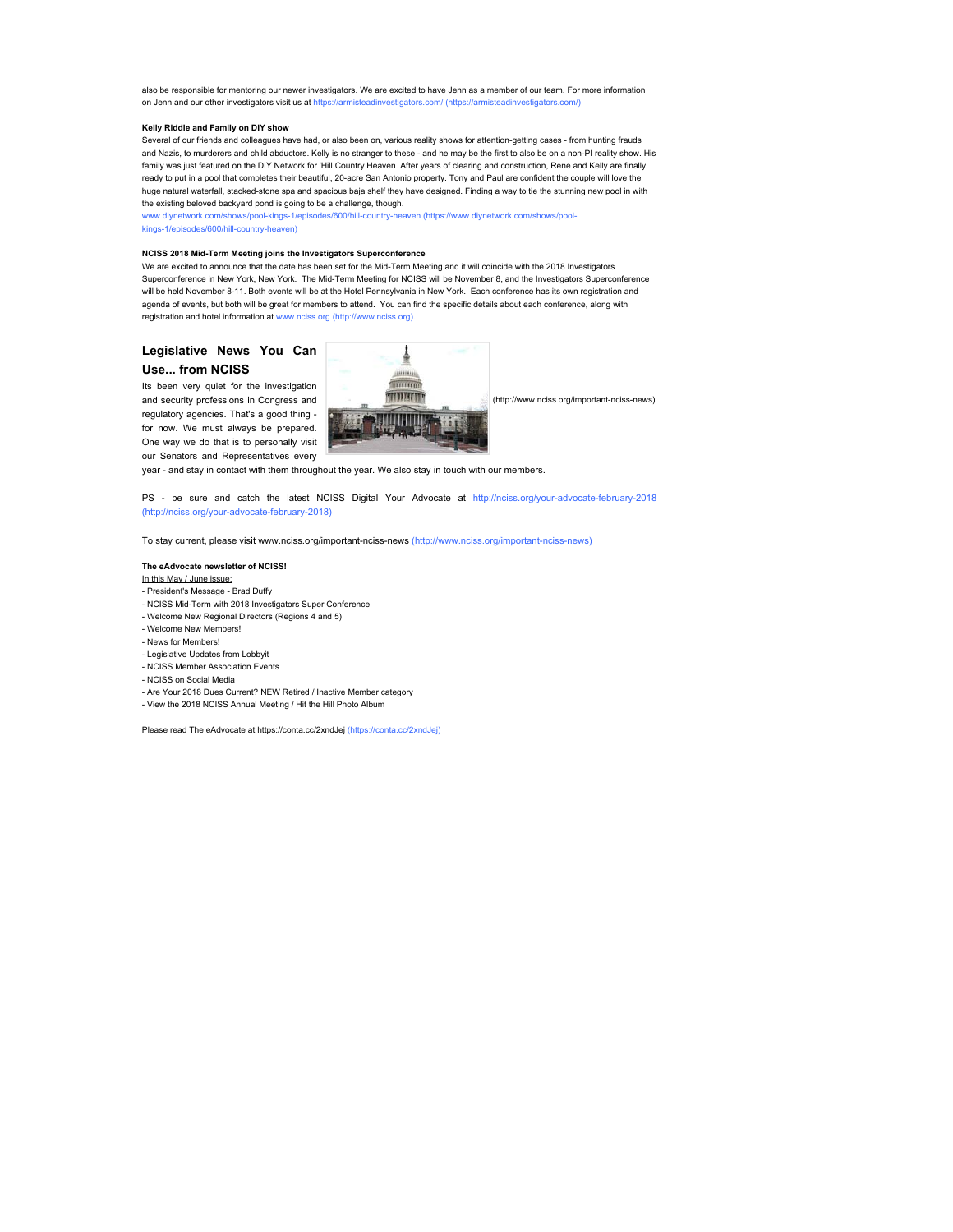also be responsible for mentoring our newer investigators. We are excited to have Jenn as a member of our team. For more information on Jenn and our other investigators visit us at https://armisteadinvestigators.com/ (https://armisteadinvestigators.com/)

**Kelly Riddle and Family on DIY show**

Several of our friends and colleagues have had, or also been on, various reality shows for attention-getting cases - from hunting frauds and Nazis, to murderers and child abductors. Kelly is no stranger to these - and he may be the first to also be on a non-PI reality show. His family was just featured on the DIY Network for 'Hill Country Heaven. After years of clearing and construction, Rene and Kelly are finally ready to put in a pool that completes their beautiful, 20-acre San Antonio property. Tony and Paul are confident the couple will love the huge natural waterfall, stacked-stone spa and spacious baja shelf they have designed. Finding a way to tie the stunning new pool in with the existing beloved backyard pond is going to be a challenge, though.

www.diynetwork.com/shows/pool-kings-1/episodes/600/hill-country-heaven (https://www.diynetwork.com/shows/pool-kings-1/episodes/600/hill-country-heaven)

**NCISS 2018 Mid-Term Meeting joins the Investigators Superconference**

We are excited to announce that the date has been set for the Mid-Term Meeting and it will coincide with the 2018 Investigators Superconference in New York, New York. The Mid-Term Meeting for NCISS will be November 8, and the Investigators Superconference will be held November 8-11. Both events will be at the Hotel Pennsylvania in New York. Each conference has its own registration and agenda of events, but both will be great for members to attend. You can find the specific details about each conference, along with registration and hotel information at www.nciss.org (http://www.nciss.org).

## Legislative News You Can Use... from NCISS

(http://www.nciss.org/important-nciss-news)

Its been very quiet for the investigation and security professions in Congress and regulatory agencies. That's a good thing - for now. We must always be prepared. One way we do that is to personally visit our Senators and Representatives every year - and stay in contact with them throughout the year. We also stay in touch with our members.

PS - be sure and catch the latest NCISS Digital Your Advocate at http://nciss.org/your-advocate-february-2018 (http://nciss.org/your-advocate-february-2018)

To stay current, please visit www.nciss.org/important-nciss-news (http://www.nciss.org/important-nciss-news)

**The eAdvocate newsletter of NCISS!**

In this May / June issue:

- President's Message - Brad Duffy
- NCISS Mid-Term with 2018 Investigators Super Conference
- Welcome New Regional Directors (Regions 4 and 5)
- Welcome New Members!
- News for Members!
- Legislative Updates from Lobbyit
- NCISS Member Association Events
- NCISS on Social Media
- Are Your 2018 Dues Current? NEW Retired / Inactive Member category
- View the 2018 NCISS Annual Meeting / Hit the Hill Photo Album

Please read The eAdvocate at https://conta.cc/2xndJej (https://conta.cc/2xndJej)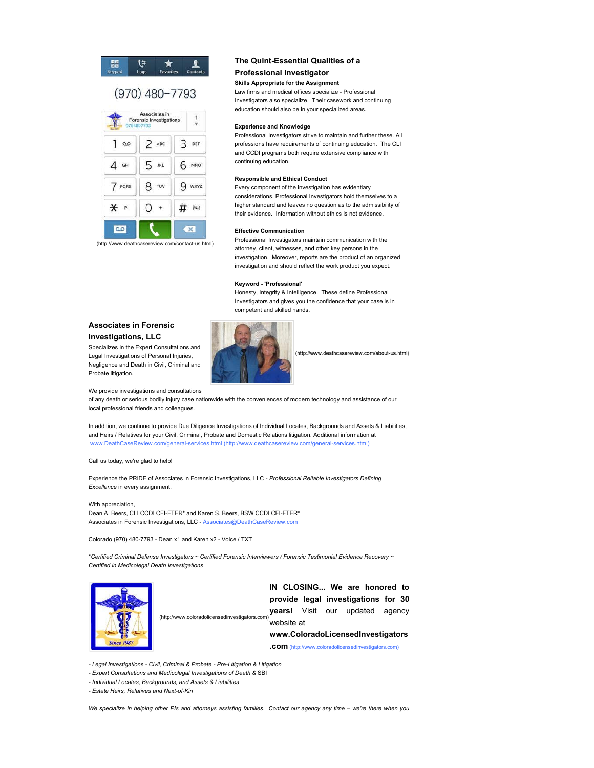(970) 480-7793

(http://www.deathcasereview.com/contact-us.html)

## The Quint-Essential Qualities of a Professional Investigator

**Skills Appropriate for the Assignment**
Law firms and medical offices specialize - Professional Investigators also specialize. Their casework and continuing education should also be in your specialized areas.

**Experience and Knowledge**
Professional Investigators strive to maintain and further these. All professions have requirements of continuing education. The CLI and CCDI programs both require extensive compliance with continuing education.

**Responsible and Ethical Conduct**
Every component of the investigation has evidentiary considerations. Professional Investigators hold themselves to a higher standard and leaves no question as to the admissibility of their evidence. Information without ethics is not evidence.

**Effective Communication**
Professional Investigators maintain communication with the attorney, client, witnesses, and other key persons in the investigation. Moreover, reports are the product of an organized investigation and should reflect the work product you expect.

**Keyword - 'Professional'**
Honesty, Integrity & Intelligence. These define Professional Investigators and gives you the confidence that your case is in competent and skilled hands.

## Associates in Forensic Investigations, LLC

Specializes in the Expert Consultations and Legal Investigations of Personal Injuries, Negligence and Death in Civil, Criminal and Probate litigation.

(http://www.deathcasereview.com/about-us.html)

We provide investigations and consultations of any death or serious bodily injury case nationwide with the conveniences of modern technology and assistance of our local professional friends and colleagues.

In addition, we continue to provide Due Diligence Investigations of Individual Locates, Backgrounds and Assets & Liabilities, and Heirs / Relatives for your Civil, Criminal, Probate and Domestic Relations litigation. Additional information at www.DeathCaseReview.com/general-services.html (http://www.deathcasereview.com/general-services.html)

Call us today, we're glad to help!

Experience the PRIDE of Associates in Forensic Investigations, LLC - *Professional Reliable Investigators Defining Excellence* in every assignment.

With appreciation,
Dean A. Beers, CLI CCDI CFI-FTER* and Karen S. Beers, BSW CCDI CFI-FTER*
Associates in Forensic Investigations, LLC - Associates@DeathCaseReview.com

Colorado (970) 480-7793 - Dean x1 and Karen x2 - Voice / TXT

*\*Certified Criminal Defense Investigators ~ Certified Forensic Interviewers / Forensic Testimonial Evidence Recovery ~ Certified in Medicolegal Death Investigations*

(http://www.coloradolicensedinvestigators.com)

**IN CLOSING... We are honored to provide legal investigations for 30 years!** Visit our updated agency website at **www.ColoradoLicensedInvestigators.com** (http://www.coloradolicensedinvestigators.com)

- *Legal Investigations - Civil, Criminal & Probate - Pre-Litigation & Litigation*
- *Expert Consultations and Medicolegal Investigations of Death & SBI*
- *Individual Locates, Backgrounds, and Assets & Liabilities*
- *Estate Heirs, Relatives and Next-of-Kin*

*We specialize in helping other PIs and attorneys assisting families. Contact our agency any time – we're there when you*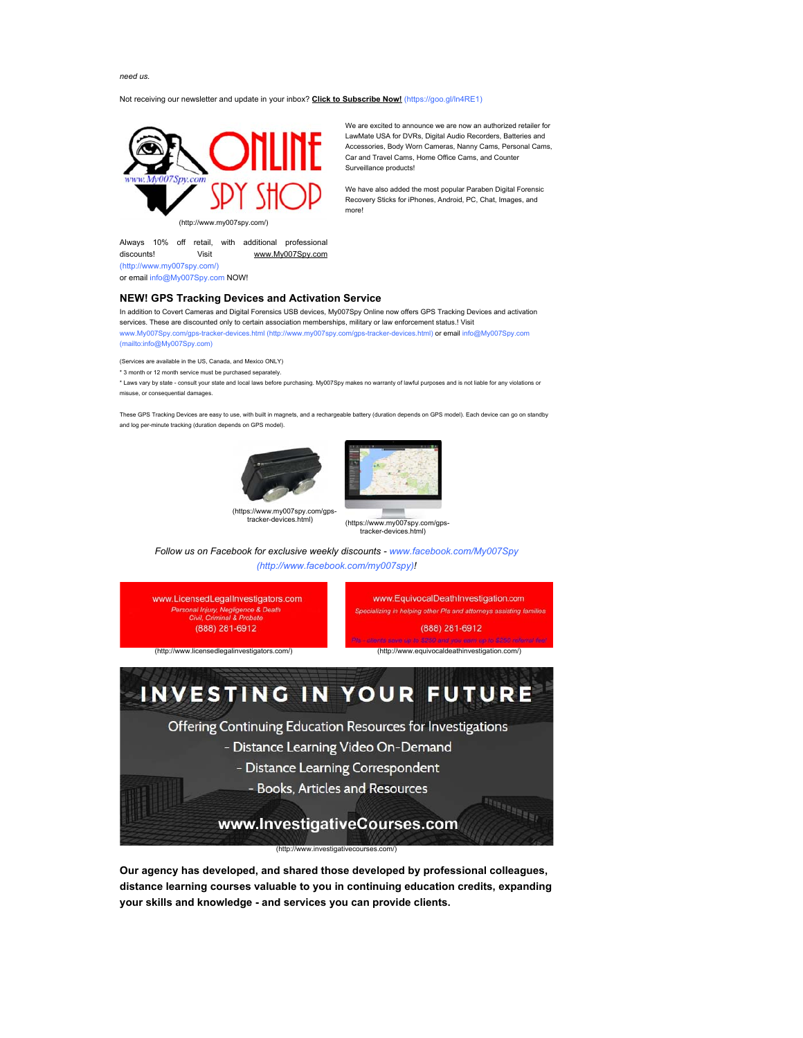*need us.*

Not receiving our newsletter and update in your inbox? **Click to Subscribe Now!** (https://goo.gl/ln4RE1)

(http://www.my007spy.com/)

We are excited to announce we are now an authorized retailer for LawMate USA for DVRs, Digital Audio Recorders, Batteries and Accessories, Body Worn Cameras, Nanny Cams, Personal Cams, Car and Travel Cams, Home Office Cams, and Counter Surveillance products!

We have also added the most popular Paraben Digital Forensic Recovery Sticks for iPhones, Android, PC, Chat, Images, and more!

Always 10% off retail, with additional professional discounts! Visit www.My007Spy.com (http://www.my007spy.com/) or email info@My007Spy.com NOW!

### NEW! GPS Tracking Devices and Activation Service

In addition to Covert Cameras and Digital Forensics USB devices, My007Spy Online now offers GPS Tracking Devices and activation services. These are discounted only to certain association memberships, military or law enforcement status.! Visit www.My007Spy.com/gps-tracker-devices.html (http://www.my007spy.com/gps-tracker-devices.html) or email info@My007Spy.com (mailto:info@My007Spy.com)

(Services are available in the US, Canada, and Mexico ONLY)

* 3 month or 12 month service must be purchased separately.

* Laws vary by state - consult your state and local laws before purchasing. My007Spy makes no warranty of lawful purposes and is not liable for any violations or misuse, or consequential damages.

These GPS Tracking Devices are easy to use, with built in magnets, and a rechargeable battery (duration depends on GPS model). Each device can go on standby and log per-minute tracking (duration depends on GPS model).

(https://www.my007spy.com/gps-tracker-devices.html)

(https://www.my007spy.com/gps-tracker-devices.html)

*Follow us on Facebook for exclusive weekly discounts - www.facebook.com/My007Spy (http://www.facebook.com/my007spy)!*

www.LicensedLegalInvestigators.com
*Personal Injury, Negligence & Death*
*Civil, Criminal & Probate*
(888) 281-6912

(http://www.licensedlegalinvestigators.com/)

www.EquivocalDeathInvestigation.com
*Specializing in helping other PIs and attorneys assisting families*
(888) 281-6912
PIs - clients save up to $250 and you earn up to $250 referral fee!

(http://www.equivocaldeathinvestigation.com/)

INVESTING IN YOUR FUTURE

Offering Continuing Education Resources for Investigations
- Distance Learning Video On-Demand
- Distance Learning Correspondent
- Books, Articles and Resources

www.InvestigativeCourses.com

(http://www.investigativecourses.com/)

**Our agency has developed, and shared those developed by professional colleagues, distance learning courses valuable to you in continuing education credits, expanding your skills and knowledge - and services you can provide clients.**